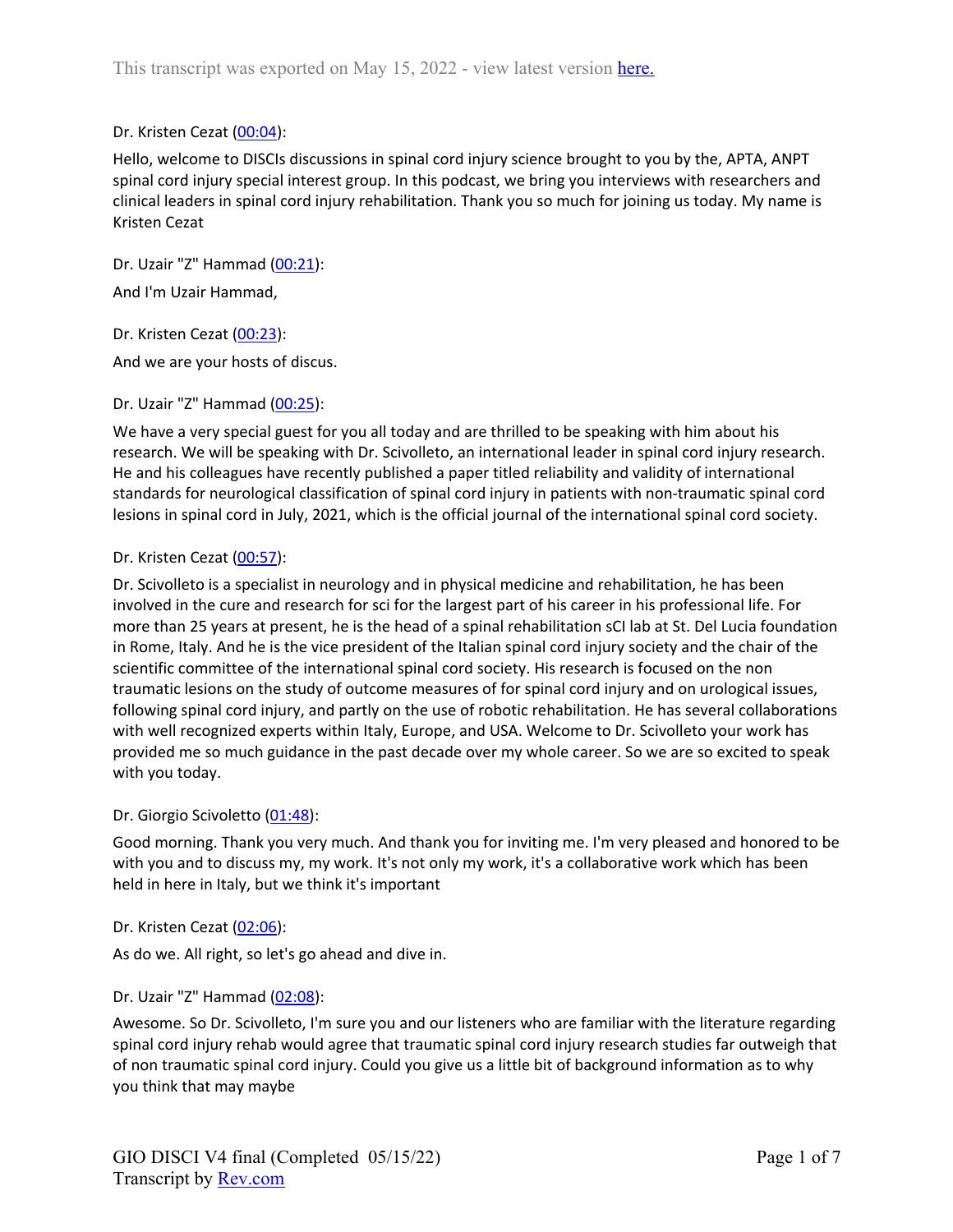This transcript was exported on May 15, 2022 - view latest version here.

Dr. Kristen Cezat (00:04):

Hello, welcome to DISCIs discussions in spinal cord injury science brought to you by the, APTA, ANPT spinal cord injury special interest group. In this podcast, we bring you interviews with researchers and clinical leaders in spinal cord injury rehabilitation. Thank you so much for joining us today. My name is Kristen Cezat

Dr. Uzair "Z" Hammad (00:21):

And I'm Uzair Hammad,

Dr. Kristen Cezat (00:23):

And we are your hosts of discus.

Dr. Uzair "Z" Hammad (00:25):

We have a very special guest for you all today and are thrilled to be speaking with him about his research. We will be speaking with Dr. Scivolleto, an international leader in spinal cord injury research. He and his colleagues have recently published a paper titled reliability and validity of international standards for neurological classification of spinal cord injury in patients with non-traumatic spinal cord lesions in spinal cord in July, 2021, which is the official journal of the international spinal cord society.

Dr. Kristen Cezat (00:57):

Dr. Scivolleto is a specialist in neurology and in physical medicine and rehabilitation, he has been involved in the cure and research for sci for the largest part of his career in his professional life. For more than 25 years at present, he is the head of a spinal rehabilitation sCI lab at St. Del Lucia foundation in Rome, Italy. And he is the vice president of the Italian spinal cord injury society and the chair of the scientific committee of the international spinal cord society. His research is focused on the non traumatic lesions on the study of outcome measures of for spinal cord injury and on urological issues, following spinal cord injury, and partly on the use of robotic rehabilitation. He has several collaborations with well recognized experts within Italy, Europe, and USA. Welcome to Dr. Scivolleto your work has provided me so much guidance in the past decade over my whole career. So we are so excited to speak with you today.

Dr. Giorgio Scivoletto (01:48):

Good morning. Thank you very much. And thank you for inviting me. I'm very pleased and honored to be with you and to discuss my, my work. It's not only my work, it's a collaborative work which has been held in here in Italy, but we think it's important

Dr. Kristen Cezat (02:06):

As do we. All right, so let's go ahead and dive in.

Dr. Uzair "Z" Hammad (02:08):

Awesome. So Dr. Scivolleto, I'm sure you and our listeners who are familiar with the literature regarding spinal cord injury rehab would agree that traumatic spinal cord injury research studies far outweigh that of non traumatic spinal cord injury. Could you give us a little bit of background information as to why you think that may maybe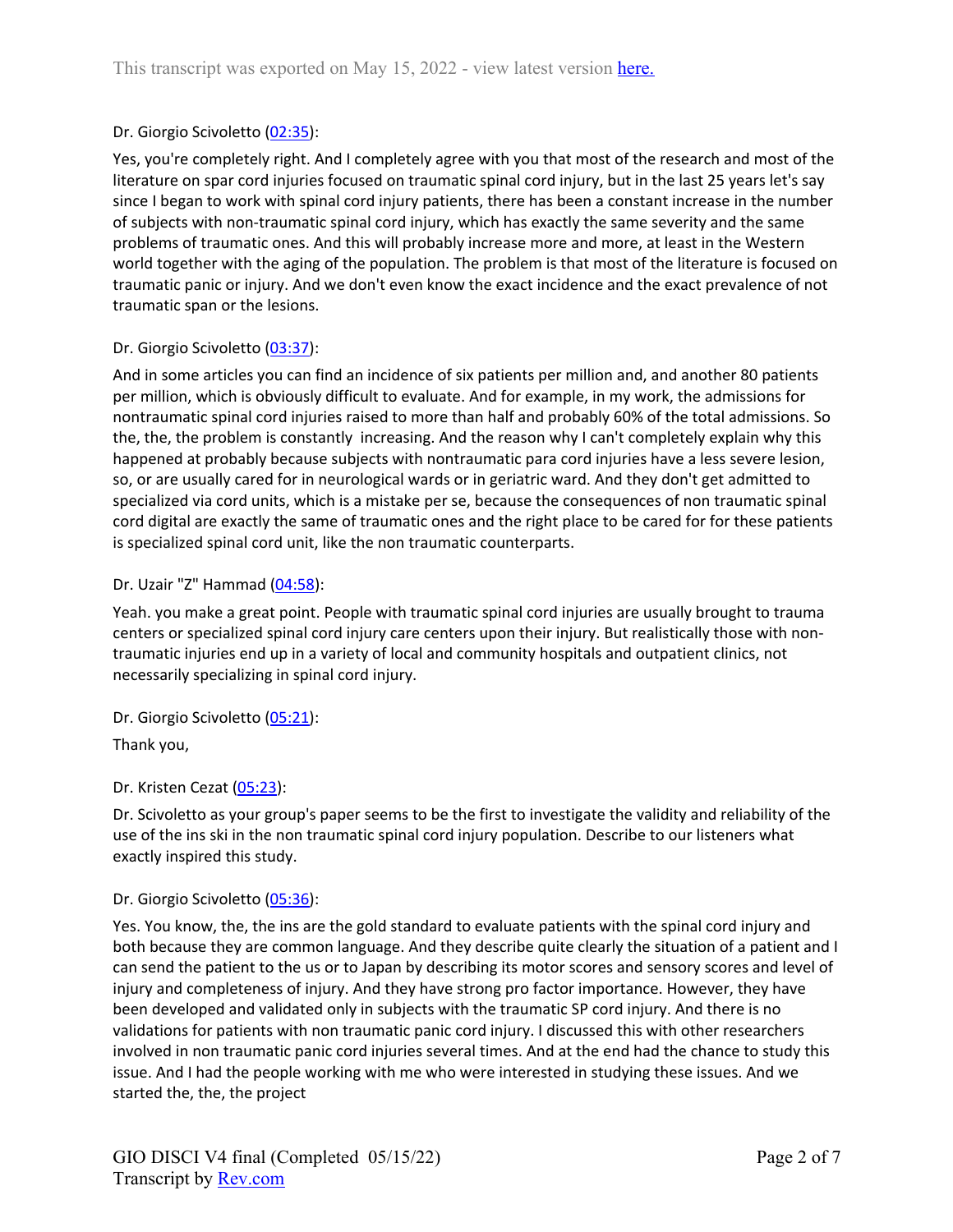Dr. Giorgio Scivoletto ([02:35]):

Yes, you're completely right. And I completely agree with you that most of the research and most of the literature on spar cord injuries focused on traumatic spinal cord injury, but in the last 25 years let's say since I began to work with spinal cord injury patients, there has been a constant increase in the number of subjects with non-traumatic spinal cord injury, which has exactly the same severity and the same problems of traumatic ones. And this will probably increase more and more, at least in the Western world together with the aging of the population. The problem is that most of the literature is focused on traumatic panic or injury. And we don't even know the exact incidence and the exact prevalence of not traumatic span or the lesions.

Dr. Giorgio Scivoletto ([03:37]):

And in some articles you can find an incidence of six patients per million and, and another 80 patients per million, which is obviously difficult to evaluate. And for example, in my work, the admissions for nontraumatic spinal cord injuries raised to more than half and probably 60% of the total admissions. So the, the, the problem is constantly increasing. And the reason why I can't completely explain why this happened at probably because subjects with nontraumatic para cord injuries have a less severe lesion, so, or are usually cared for in neurological wards or in geriatric ward. And they don't get admitted to specialized via cord units, which is a mistake per se, because the consequences of non traumatic spinal cord digital are exactly the same of traumatic ones and the right place to be cared for for these patients is specialized spinal cord unit, like the non traumatic counterparts.

Dr. Uzair "Z" Hammad ([04:58]):

Yeah. you make a great point. People with traumatic spinal cord injuries are usually brought to trauma centers or specialized spinal cord injury care centers upon their injury. But realistically those with non-traumatic injuries end up in a variety of local and community hospitals and outpatient clinics, not necessarily specializing in spinal cord injury.

Dr. Giorgio Scivoletto ([05:21]):

Thank you,

Dr. Kristen Cezat ([05:23]):

Dr. Scivoletto as your group's paper seems to be the first to investigate the validity and reliability of the use of the ins ski in the non traumatic spinal cord injury population. Describe to our listeners what exactly inspired this study.

Dr. Giorgio Scivoletto ([05:36]):

Yes. You know, the, the ins are the gold standard to evaluate patients with the spinal cord injury and both because they are common language. And they describe quite clearly the situation of a patient and I can send the patient to the us or to Japan by describing its motor scores and sensory scores and level of injury and completeness of injury. And they have strong pro factor importance. However, they have been developed and validated only in subjects with the traumatic SP cord injury. And there is no validations for patients with non traumatic panic cord injury. I discussed this with other researchers involved in non traumatic panic cord injuries several times. And at the end had the chance to study this issue. And I had the people working with me who were interested in studying these issues. And we started the, the, the project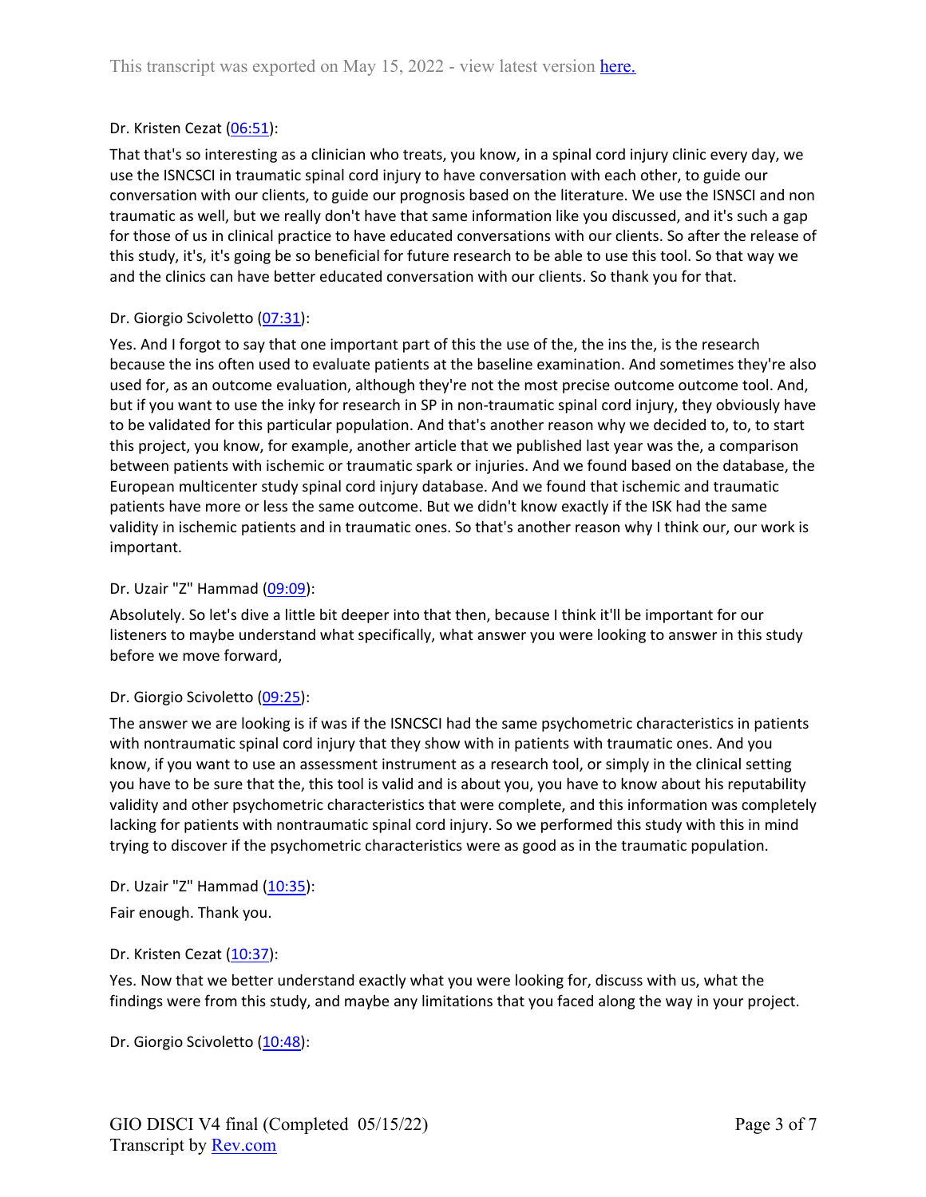Dr. Kristen Cezat (06:51):

That that's so interesting as a clinician who treats, you know, in a spinal cord injury clinic every day, we use the ISNCSCI in traumatic spinal cord injury to have conversation with each other, to guide our conversation with our clients, to guide our prognosis based on the literature. We use the ISNSCI and non traumatic as well, but we really don't have that same information like you discussed, and it's such a gap for those of us in clinical practice to have educated conversations with our clients. So after the release of this study, it's, it's going be so beneficial for future research to be able to use this tool. So that way we and the clinics can have better educated conversation with our clients. So thank you for that.

Dr. Giorgio Scivoletto (07:31):

Yes. And I forgot to say that one important part of this the use of the, the ins the, is the research because the ins often used to evaluate patients at the baseline examination. And sometimes they're also used for, as an outcome evaluation, although they're not the most precise outcome outcome tool. And, but if you want to use the inky for research in SP in non-traumatic spinal cord injury, they obviously have to be validated for this particular population. And that's another reason why we decided to, to, to start this project, you know, for example, another article that we published last year was the, a comparison between patients with ischemic or traumatic spark or injuries. And we found based on the database, the European multicenter study spinal cord injury database. And we found that ischemic and traumatic patients have more or less the same outcome. But we didn't know exactly if the ISK had the same validity in ischemic patients and in traumatic ones. So that's another reason why I think our, our work is important.

Dr. Uzair "Z" Hammad (09:09):

Absolutely. So let's dive a little bit deeper into that then, because I think it'll be important for our listeners to maybe understand what specifically, what answer you were looking to answer in this study before we move forward,

Dr. Giorgio Scivoletto (09:25):

The answer we are looking is if was if the ISNCSCI had the same psychometric characteristics in patients with nontraumatic spinal cord injury that they show with in patients with traumatic ones. And you know, if you want to use an assessment instrument as a research tool, or simply in the clinical setting you have to be sure that the, this tool is valid and is about you, you have to know about his reputability validity and other psychometric characteristics that were complete, and this information was completely lacking for patients with nontraumatic spinal cord injury. So we performed this study with this in mind trying to discover if the psychometric characteristics were as good as in the traumatic population.

Dr. Uzair "Z" Hammad (10:35):

Fair enough. Thank you.

Dr. Kristen Cezat (10:37):

Yes. Now that we better understand exactly what you were looking for, discuss with us, what the findings were from this study, and maybe any limitations that you faced along the way in your project.

Dr. Giorgio Scivoletto (10:48):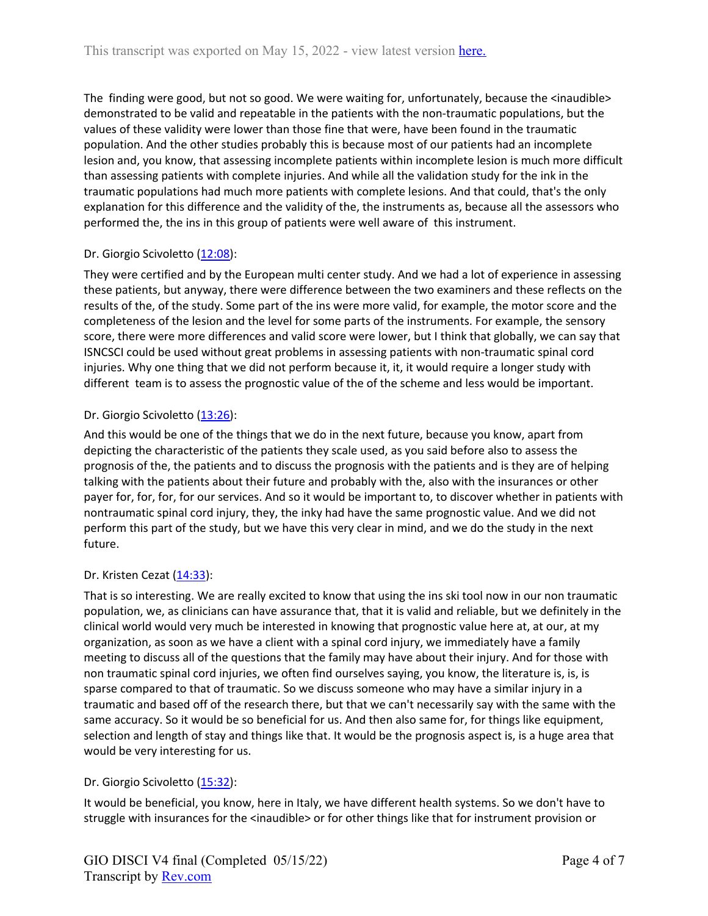The  finding were good, but not so good. We were waiting for, unfortunately, because the <inaudible> demonstrated to be valid and repeatable in the patients with the non-traumatic populations, but the values of these validity were lower than those fine that were, have been found in the traumatic population. And the other studies probably this is because most of our patients had an incomplete lesion and, you know, that assessing incomplete patients within incomplete lesion is much more difficult than assessing patients with complete injuries. And while all the validation study for the ink in the traumatic populations had much more patients with complete lesions. And that could, that's the only explanation for this difference and the validity of the, the instruments as, because all the assessors who performed the, the ins in this group of patients were well aware of  this instrument.

Dr. Giorgio Scivoletto ([12:08]):

They were certified and by the European multi center study. And we had a lot of experience in assessing these patients, but anyway, there were difference between the two examiners and these reflects on the results of the, of the study. Some part of the ins were more valid, for example, the motor score and the completeness of the lesion and the level for some parts of the instruments. For example, the sensory score, there were more differences and valid score were lower, but I think that globally, we can say that ISNCSCI could be used without great problems in assessing patients with non-traumatic spinal cord injuries. Why one thing that we did not perform because it, it, it would require a longer study with different  team is to assess the prognostic value of the of the scheme and less would be important.

Dr. Giorgio Scivoletto ([13:26]):

And this would be one of the things that we do in the next future, because you know, apart from depicting the characteristic of the patients they scale used, as you said before also to assess the prognosis of the, the patients and to discuss the prognosis with the patients and is they are of helping talking with the patients about their future and probably with the, also with the insurances or other payer for, for, for, for our services. And so it would be important to, to discover whether in patients with nontraumatic spinal cord injury, they, the inky had have the same prognostic value. And we did not perform this part of the study, but we have this very clear in mind, and we do the study in the next future.

Dr. Kristen Cezat ([14:33]):

That is so interesting. We are really excited to know that using the ins ski tool now in our non traumatic population, we, as clinicians can have assurance that, that it is valid and reliable, but we definitely in the clinical world would very much be interested in knowing that prognostic value here at, at our, at my organization, as soon as we have a client with a spinal cord injury, we immediately have a family meeting to discuss all of the questions that the family may have about their injury. And for those with non traumatic spinal cord injuries, we often find ourselves saying, you know, the literature is, is, is sparse compared to that of traumatic. So we discuss someone who may have a similar injury in a traumatic and based off of the research there, but that we can't necessarily say with the same with the same accuracy. So it would be so beneficial for us. And then also same for, for things like equipment, selection and length of stay and things like that. It would be the prognosis aspect is, is a huge area that would be very interesting for us.

Dr. Giorgio Scivoletto ([15:32]):

It would be beneficial, you know, here in Italy, we have different health systems. So we don't have to struggle with insurances for the <inaudible> or for other things like that for instrument provision or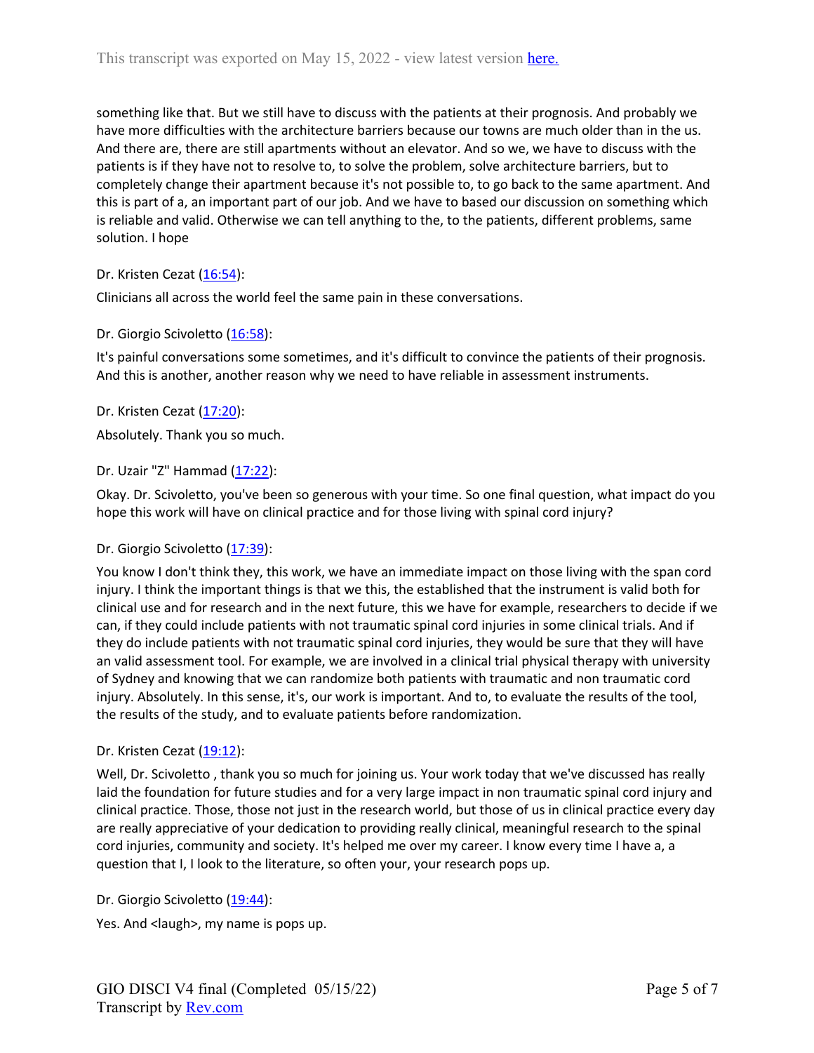something like that. But we still have to discuss with the patients at their prognosis. And probably we have more difficulties with the architecture barriers because our towns are much older than in the us. And there are, there are still apartments without an elevator. And so we, we have to discuss with the patients is if they have not to resolve to, to solve the problem, solve architecture barriers, but to completely change their apartment because it's not possible to, to go back to the same apartment. And this is part of a, an important part of our job. And we have to based our discussion on something which is reliable and valid. Otherwise we can tell anything to the, to the patients, different problems, same solution. I hope

Dr. Kristen Cezat ([16:54](#)):

Clinicians all across the world feel the same pain in these conversations.

Dr. Giorgio Scivoletto ([16:58](#)):

It's painful conversations some sometimes, and it's difficult to convince the patients of their prognosis. And this is another, another reason why we need to have reliable in assessment instruments.

Dr. Kristen Cezat ([17:20](#)):

Absolutely. Thank you so much.

Dr. Uzair "Z" Hammad ([17:22](#)):

Okay. Dr. Scivoletto, you've been so generous with your time. So one final question, what impact do you hope this work will have on clinical practice and for those living with spinal cord injury?

Dr. Giorgio Scivoletto ([17:39](#)):

You know I don't think they, this work, we have an immediate impact on those living with the span cord injury. I think the important things is that we this, the established that the instrument is valid both for clinical use and for research and in the next future, this we have for example, researchers to decide if we can, if they could include patients with not traumatic spinal cord injuries in some clinical trials. And if they do include patients with not traumatic spinal cord injuries, they would be sure that they will have an valid assessment tool. For example, we are involved in a clinical trial physical therapy with university of Sydney and knowing that we can randomize both patients with traumatic and non traumatic cord injury. Absolutely. In this sense, it's, our work is important. And to, to evaluate the results of the tool, the results of the study, and to evaluate patients before randomization.

Dr. Kristen Cezat ([19:12](#)):

Well, Dr. Scivoletto , thank you so much for joining us. Your work today that we've discussed has really laid the foundation for future studies and for a very large impact in non traumatic spinal cord injury and clinical practice. Those, those not just in the research world, but those of us in clinical practice every day are really appreciative of your dedication to providing really clinical, meaningful research to the spinal cord injuries, community and society. It's helped me over my career. I know every time I have a, a question that I, I look to the literature, so often your, your research pops up.

Dr. Giorgio Scivoletto ([19:44](#)):

Yes. And <laugh>, my name is pops up.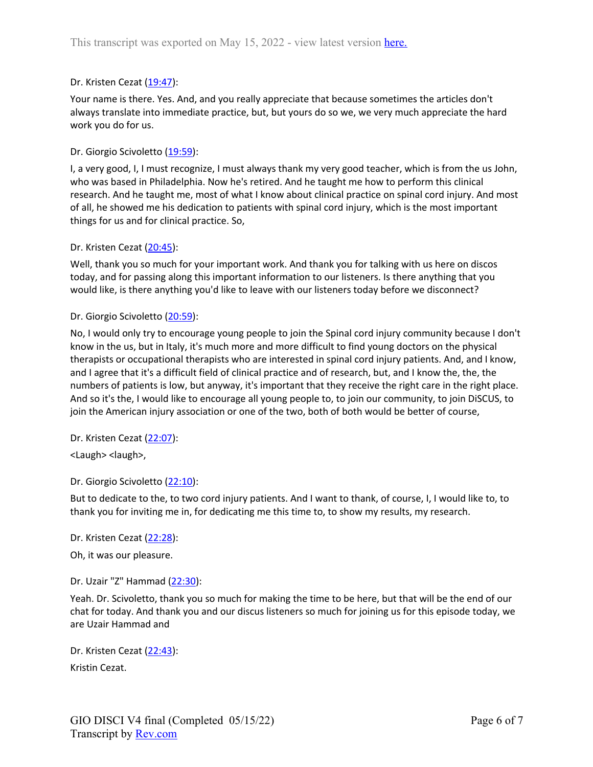Dr. Kristen Cezat ([19:47](#)):

Your name is there. Yes. And, and you really appreciate that because sometimes the articles don't always translate into immediate practice, but, but yours do so we, we very much appreciate the hard work you do for us.

Dr. Giorgio Scivoletto ([19:59](#)):

I, a very good, I, I must recognize, I must always thank my very good teacher, which is from the us John, who was based in Philadelphia. Now he's retired. And he taught me how to perform this clinical research. And he taught me, most of what I know about clinical practice on spinal cord injury. And most of all, he showed me his dedication to patients with spinal cord injury, which is the most important things for us and for clinical practice. So,

Dr. Kristen Cezat ([20:45](#)):

Well, thank you so much for your important work. And thank you for talking with us here on discos today, and for passing along this important information to our listeners. Is there anything that you would like, is there anything you'd like to leave with our listeners today before we disconnect?

Dr. Giorgio Scivoletto ([20:59](#)):

No, I would only try to encourage young people to join the Spinal cord injury community because I don't know in the us, but in Italy, it's much more and more difficult to find young doctors on the physical therapists or occupational therapists who are interested in spinal cord injury patients. And, and I know, and I agree that it's a difficult field of clinical practice and of research, but, and I know the, the, the numbers of patients is low, but anyway, it's important that they receive the right care in the right place. And so it's the, I would like to encourage all young people to, to join our community, to join DiSCUS, to join the American injury association or one of the two, both of both would be better of course,

Dr. Kristen Cezat ([22:07](#)):

<Laugh> <laugh>,

Dr. Giorgio Scivoletto ([22:10](#)):

But to dedicate to the, to two cord injury patients. And I want to thank, of course, I, I would like to, to thank you for inviting me in, for dedicating me this time to, to show my results, my research.

Dr. Kristen Cezat ([22:28](#)):

Oh, it was our pleasure.

Dr. Uzair "Z" Hammad ([22:30](#)):

Yeah. Dr. Scivoletto, thank you so much for making the time to be here, but that will be the end of our chat for today. And thank you and our discus listeners so much for joining us for this episode today, we are Uzair Hammad and

Dr. Kristen Cezat ([22:43](#)):

Kristin Cezat.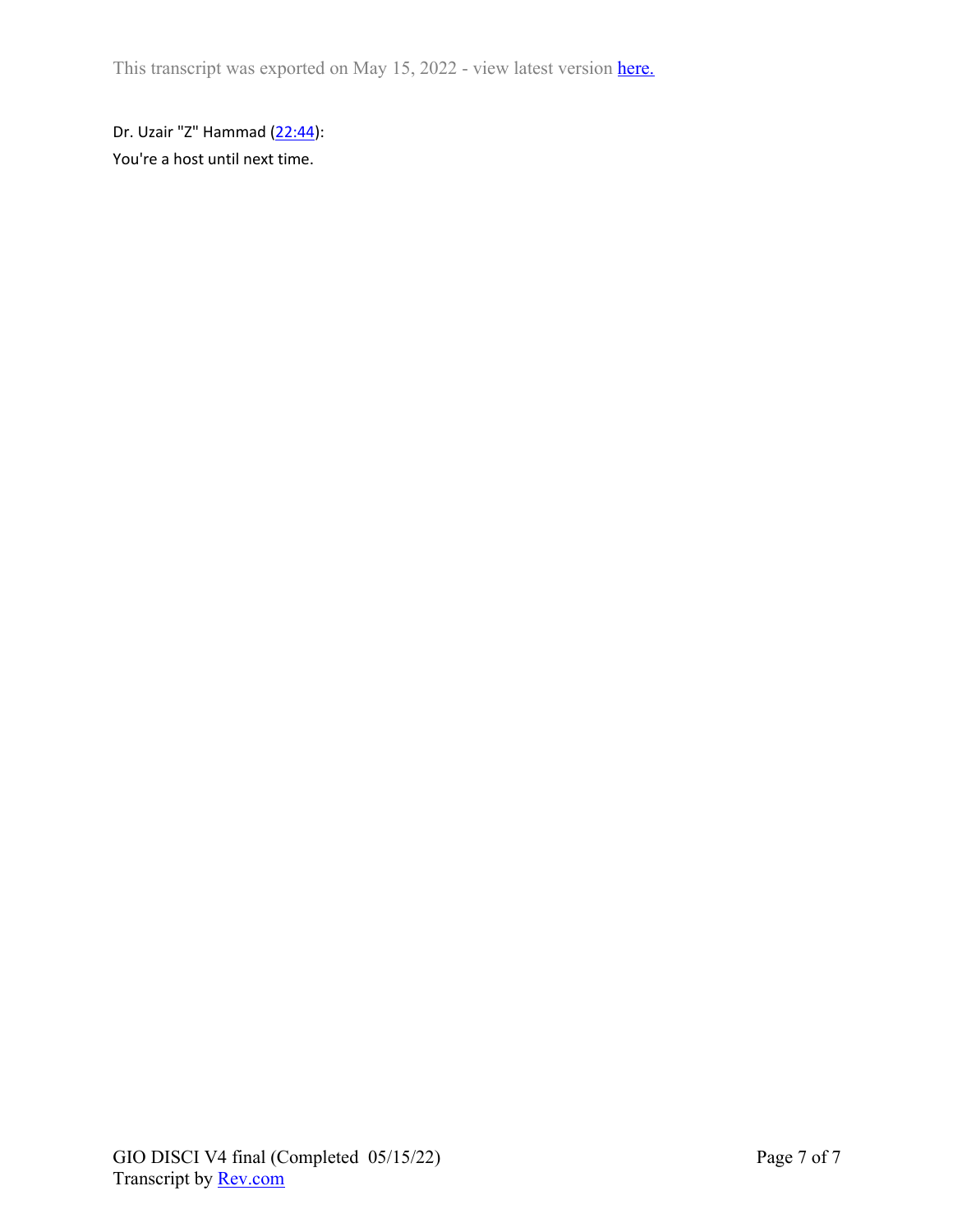This transcript was exported on May 15, 2022 - view latest version [here.](#)

Dr. Uzair "Z" Hammad ([22:44](#)):
You're a host until next time.